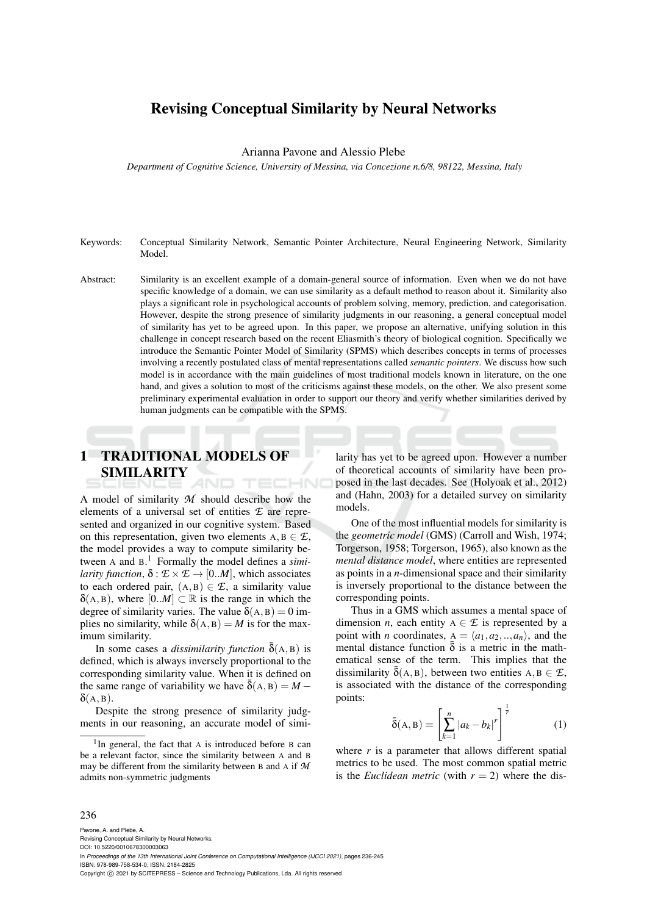# Revising Conceptual Similarity by Neural Networks

Arianna Pavone and Alessio Plebe

*Department of Cognitive Science, University of Messina, via Concezione n.6/8, 98122, Messina, Italy*

Keywords: Conceptual Similarity Network, Semantic Pointer Architecture, Neural Engineering Network, Similarity Model.

Abstract: Similarity is an excellent example of a domain-general source of information. Even when we do not have specific knowledge of a domain, we can use similarity as a default method to reason about it. Similarity also plays a significant role in psychological accounts of problem solving, memory, prediction, and categorisation. However, despite the strong presence of similarity judgments in our reasoning, a general conceptual model of similarity has yet to be agreed upon. In this paper, we propose an alternative, unifying solution in this challenge in concept research based on the recent Eliasmith's theory of biological cognition. Specifically we introduce the Semantic Pointer Model of Similarity (SPMS) which describes concepts in terms of processes involving a recently postulated class of mental representations called *semantic pointers*. We discuss how such model is in accordance with the main guidelines of most traditional models known in literature, on the one hand, and gives a solution to most of the criticisms against these models, on the other. We also present some preliminary experimental evaluation in order to support our theory and verify whether similarities derived by human judgments can be compatible with the SPMS.

## 1 TRADITIONAL MODELS OF SIMILARITY

A model of similarity $\mathcal{M}$ should describe how the elements of a universal set of entities $\mathcal{E}$ are represented and organized in our cognitive system. Based on this representation, given two elements $\text{A}, \text{B} \in \mathcal{E}$, the model provides a way to compute similarity between A and B.[1] Formally the model defines a *similarity function*, $\delta : \mathcal{E} \times \mathcal{E} \rightarrow [0..M]$, which associates to each ordered pair, $(\text{A}, \text{B}) \in \mathcal{E}$, a similarity value $\delta(\text{A}, \text{B})$, where $[0..M] \subset \mathbb{R}$ is the range in which the degree of similarity varies. The value $\delta(\text{A}, \text{B}) = 0$ implies no similarity, while $\delta(\text{A}, \text{B}) = M$ is for the maximum similarity.

In some cases a *dissimilarity function* $\bar{\delta}(\text{A}, \text{B})$ is defined, which is always inversely proportional to the corresponding similarity value. When it is defined on the same range of variability we have $\bar{\delta}(\text{A}, \text{B}) = M - \delta(\text{A}, \text{B})$.

Despite the strong presence of similarity judgments in our reasoning, an accurate model of similarity has yet to be agreed upon. However a number of theoretical accounts of similarity have been proposed in the last decades. See (Holyoak et al., 2012) and (Hahn, 2003) for a detailed survey on similarity models.

One of the most influential models for similarity is the *geometric model* (GMS) (Carroll and Wish, 1974; Torgerson, 1958; Torgerson, 1965), also known as the *mental distance model*, where entities are represented as points in a *n*-dimensional space and their similarity is inversely proportional to the distance between the corresponding points.

Thus in a GMS which assumes a mental space of dimension *n*, each entity $\text{A} \in \mathcal{E}$ is represented by a point with *n* coordinates, $\text{A} = \langle a_1, a_2, .., a_n \rangle$, and the mental distance function $\bar{\delta}$ is a metric in the mathematical sense of the term. This implies that the dissimilarity $\bar{\delta}(\text{A}, \text{B})$, between two entities $\text{A}, \text{B} \in \mathcal{E}$, is associated with the distance of the corresponding points:

$$\bar{\delta}(\text{A}, \text{B}) = \left[ \sum_{k=1}^{n} |a_k - b_k|^r \right]^{\frac{1}{r}} \quad (1)$$

where *r* is a parameter that allows different spatial metrics to be used. The most common spatial metric is the *Euclidean metric* (with $r = 2$) where the dis-

[1] In general, the fact that A is introduced before B can be a relevant factor, since the similarity between A and B may be different from the similarity between B and A if $\mathcal{M}$ admits non-symmetric judgments

Pavone, A. and Plebe, A.
Revising Conceptual Similarity by Neural Networks.
DOI: 10.5220/0010678300003063
In *Proceedings of the 13th International Joint Conference on Computational Intelligence (IJCCI 2021)*, pages 236-245
ISBN: 978-989-758-534-0; ISSN: 2184-2825
Copyright © 2021 by SCITEPRESS – Science and Technology Publications, Lda. All rights reserved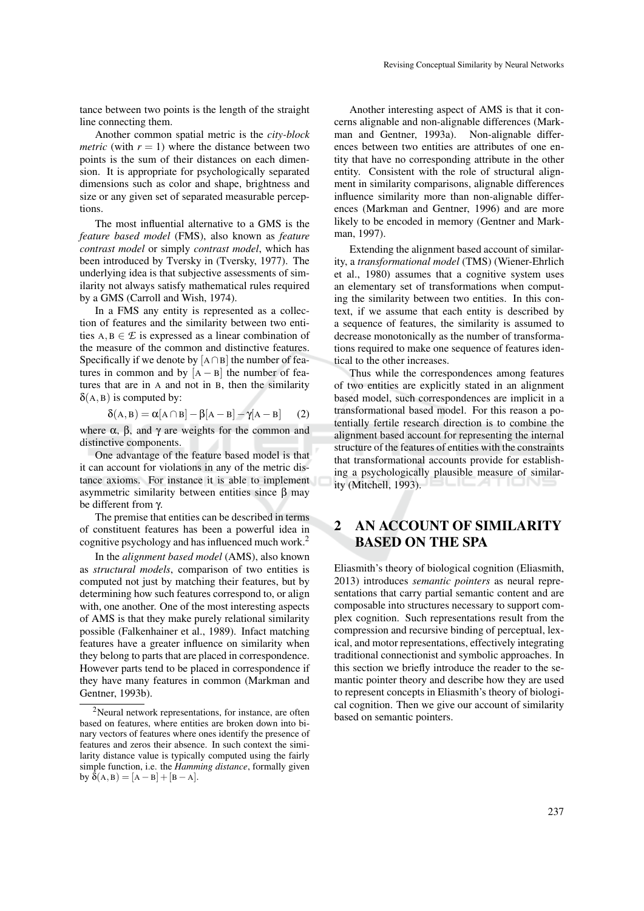tance between two points is the length of the straight line connecting them.

Another common spatial metric is the *city-block metric* (with $r = 1$) where the distance between two points is the sum of their distances on each dimension. It is appropriate for psychologically separated dimensions such as color and shape, brightness and size or any given set of separated measurable perceptions.

The most influential alternative to a GMS is the *feature based model* (FMS), also known as *feature contrast model* or simply *contrast model*, which has been introduced by Tversky in (Tversky, 1977). The underlying idea is that subjective assessments of similarity not always satisfy mathematical rules required by a GMS (Carroll and Wish, 1974).

In a FMS any entity is represented as a collection of features and the similarity between two entities $\text{A}, \text{B} \in \mathcal{E}$ is expressed as a linear combination of the measure of the common and distinctive features. Specifically if we denote by $[\text{A} \cap \text{B}]$ the number of features in common and by $[\text{A} - \text{B}]$ the number of features that are in A and not in B, then the similarity $\delta(\text{A}, \text{B})$ is computed by:

$$\delta(\text{A}, \text{B}) = \alpha[\text{A} \cap \text{B}] - \beta[\text{A} - \text{B}] - \gamma[\text{A} - \text{B}] \quad (2)$$

where $\alpha$, $\beta$, and $\gamma$ are weights for the common and distinctive components.

One advantage of the feature based model is that it can account for violations in any of the metric distance axioms. For instance it is able to implement asymmetric similarity between entities since $\beta$ may be different from $\gamma$.

The premise that entities can be described in terms of constituent features has been a powerful idea in cognitive psychology and has influenced much work.[2]

In the *alignment based model* (AMS), also known as *structural models*, comparison of two entities is computed not just by matching their features, but by determining how such features correspond to, or align with, one another. One of the most interesting aspects of AMS is that they make purely relational similarity possible (Falkenhainer et al., 1989). Infact matching features have a greater influence on similarity when they belong to parts that are placed in correspondence. However parts tend to be placed in correspondence if they have many features in common (Markman and Gentner, 1993b).

[2]Neural network representations, for instance, are often based on features, where entities are broken down into binary vectors of features where ones identify the presence of features and zeros their absence. In such context the similarity distance value is typically computed using the fairly simple function, i.e. the *Hamming distance*, formally given by $\delta(\text{A}, \text{B}) = [\text{A} - \text{B}] + [\text{B} - \text{A}]$.

Another interesting aspect of AMS is that it concerns alignable and non-alignable differences (Markman and Gentner, 1993a). Non-alignable differences between two entities are attributes of one entity that have no corresponding attribute in the other entity. Consistent with the role of structural alignment in similarity comparisons, alignable differences influence similarity more than non-alignable differences (Markman and Gentner, 1996) and are more likely to be encoded in memory (Gentner and Markman, 1997).

Extending the alignment based account of similarity, a *transformational model* (TMS) (Wiener-Ehrlich et al., 1980) assumes that a cognitive system uses an elementary set of transformations when computing the similarity between two entities. In this context, if we assume that each entity is described by a sequence of features, the similarity is assumed to decrease monotonically as the number of transformations required to make one sequence of features identical to the other increases.

Thus while the correspondences among features of two entities are explicitly stated in an alignment based model, such correspondences are implicit in a transformational based model. For this reason a potentially fertile research direction is to combine the alignment based account for representing the internal structure of the features of entities with the constraints that transformational accounts provide for establishing a psychologically plausible measure of similarity (Mitchell, 1993).

## 2 AN ACCOUNT OF SIMILARITY BASED ON THE SPA

Eliasmith's theory of biological cognition (Eliasmith, 2013) introduces *semantic pointers* as neural representations that carry partial semantic content and are composable into structures necessary to support complex cognition. Such representations result from the compression and recursive binding of perceptual, lexical, and motor representations, effectively integrating traditional connectionist and symbolic approaches. In this section we briefly introduce the reader to the semantic pointer theory and describe how they are used to represent concepts in Eliasmith's theory of biological cognition. Then we give our account of similarity based on semantic pointers.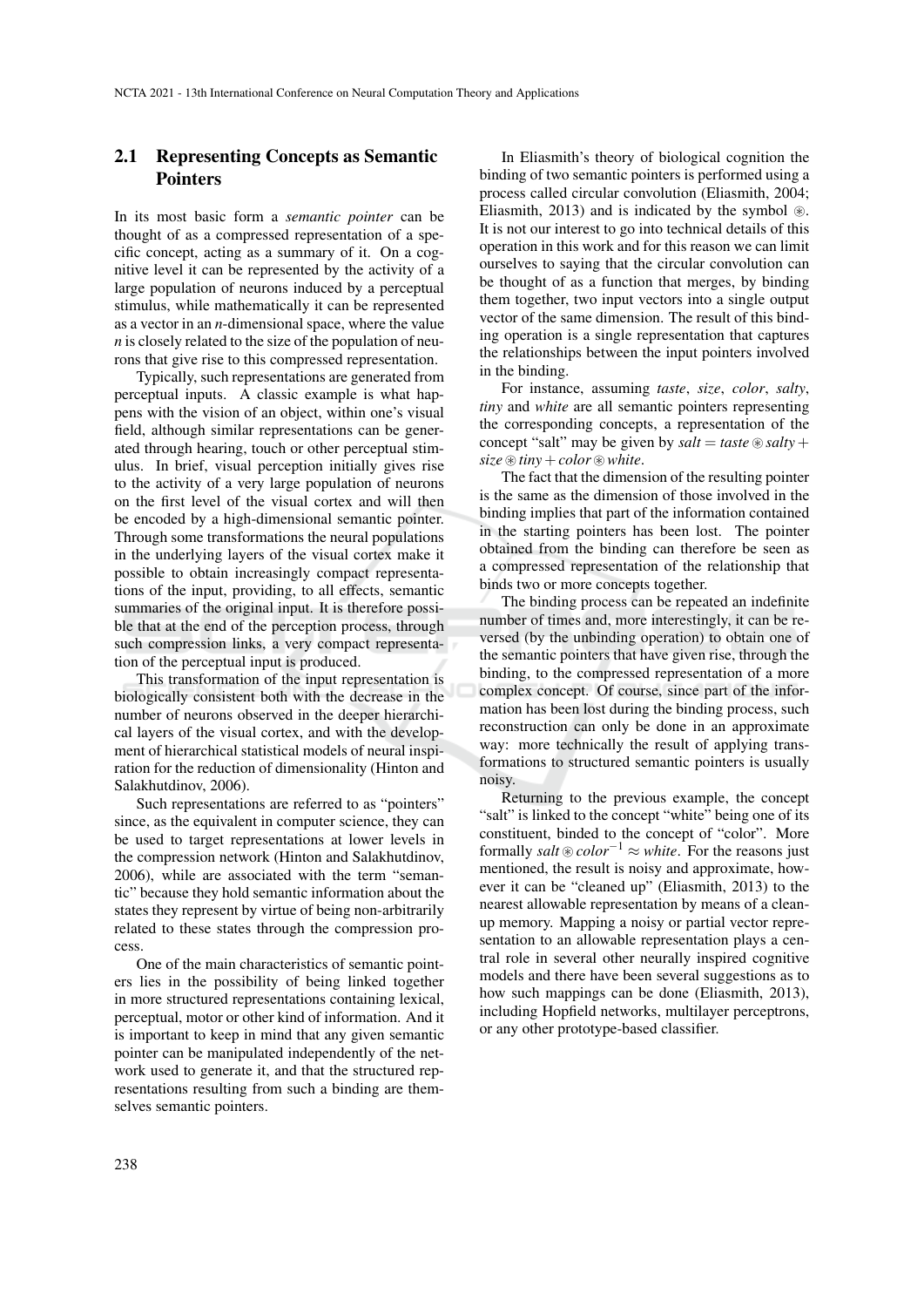## 2.1 Representing Concepts as Semantic Pointers

In its most basic form a *semantic pointer* can be thought of as a compressed representation of a specific concept, acting as a summary of it. On a cognitive level it can be represented by the activity of a large population of neurons induced by a perceptual stimulus, while mathematically it can be represented as a vector in an $n$-dimensional space, where the value $n$ is closely related to the size of the population of neurons that give rise to this compressed representation.

Typically, such representations are generated from perceptual inputs. A classic example is what happens with the vision of an object, within one's visual field, although similar representations can be generated through hearing, touch or other perceptual stimulus. In brief, visual perception initially gives rise to the activity of a very large population of neurons on the first level of the visual cortex and will then be encoded by a high-dimensional semantic pointer. Through some transformations the neural populations in the underlying layers of the visual cortex make it possible to obtain increasingly compact representations of the input, providing, to all effects, semantic summaries of the original input. It is therefore possible that at the end of the perception process, through such compression links, a very compact representation of the perceptual input is produced.

This transformation of the input representation is biologically consistent both with the decrease in the number of neurons observed in the deeper hierarchical layers of the visual cortex, and with the development of hierarchical statistical models of neural inspiration for the reduction of dimensionality (Hinton and Salakhutdinov, 2006).

Such representations are referred to as "pointers" since, as the equivalent in computer science, they can be used to target representations at lower levels in the compression network (Hinton and Salakhutdinov, 2006), while are associated with the term "semantic" because they hold semantic information about the states they represent by virtue of being non-arbitrarily related to these states through the compression process.

One of the main characteristics of semantic pointers lies in the possibility of being linked together in more structured representations containing lexical, perceptual, motor or other kind of information. And it is important to keep in mind that any given semantic pointer can be manipulated independently of the network used to generate it, and that the structured representations resulting from such a binding are themselves semantic pointers.

In Eliasmith's theory of biological cognition the binding of two semantic pointers is performed using a process called circular convolution (Eliasmith, 2004; Eliasmith, 2013) and is indicated by the symbol $\circledast$. It is not our interest to go into technical details of this operation in this work and for this reason we can limit ourselves to saying that the circular convolution can be thought of as a function that merges, by binding them together, two input vectors into a single output vector of the same dimension. The result of this binding operation is a single representation that captures the relationships between the input pointers involved in the binding.

For instance, assuming *taste*, *size*, *color*, *salty*, *tiny* and *white* are all semantic pointers representing the corresponding concepts, a representation of the concept "salt" may be given by $salt = taste \circledast salty + size \circledast tiny + color \circledast white$.

The fact that the dimension of the resulting pointer is the same as the dimension of those involved in the binding implies that part of the information contained in the starting pointers has been lost. The pointer obtained from the binding can therefore be seen as a compressed representation of the relationship that binds two or more concepts together.

The binding process can be repeated an indefinite number of times and, more interestingly, it can be reversed (by the unbinding operation) to obtain one of the semantic pointers that have given rise, through the binding, to the compressed representation of a more complex concept. Of course, since part of the information has been lost during the binding process, such reconstruction can only be done in an approximate way: more technically the result of applying transformations to structured semantic pointers is usually noisy.

Returning to the previous example, the concept "salt" is linked to the concept "white" being one of its constituent, binded to the concept of "color". More formally $salt \circledast color^{-1} \approx white$. For the reasons just mentioned, the result is noisy and approximate, however it can be "cleaned up" (Eliasmith, 2013) to the nearest allowable representation by means of a cleanup memory. Mapping a noisy or partial vector representation to an allowable representation plays a central role in several other neurally inspired cognitive models and there have been several suggestions as to how such mappings can be done (Eliasmith, 2013), including Hopfield networks, multilayer perceptrons, or any other prototype-based classifier.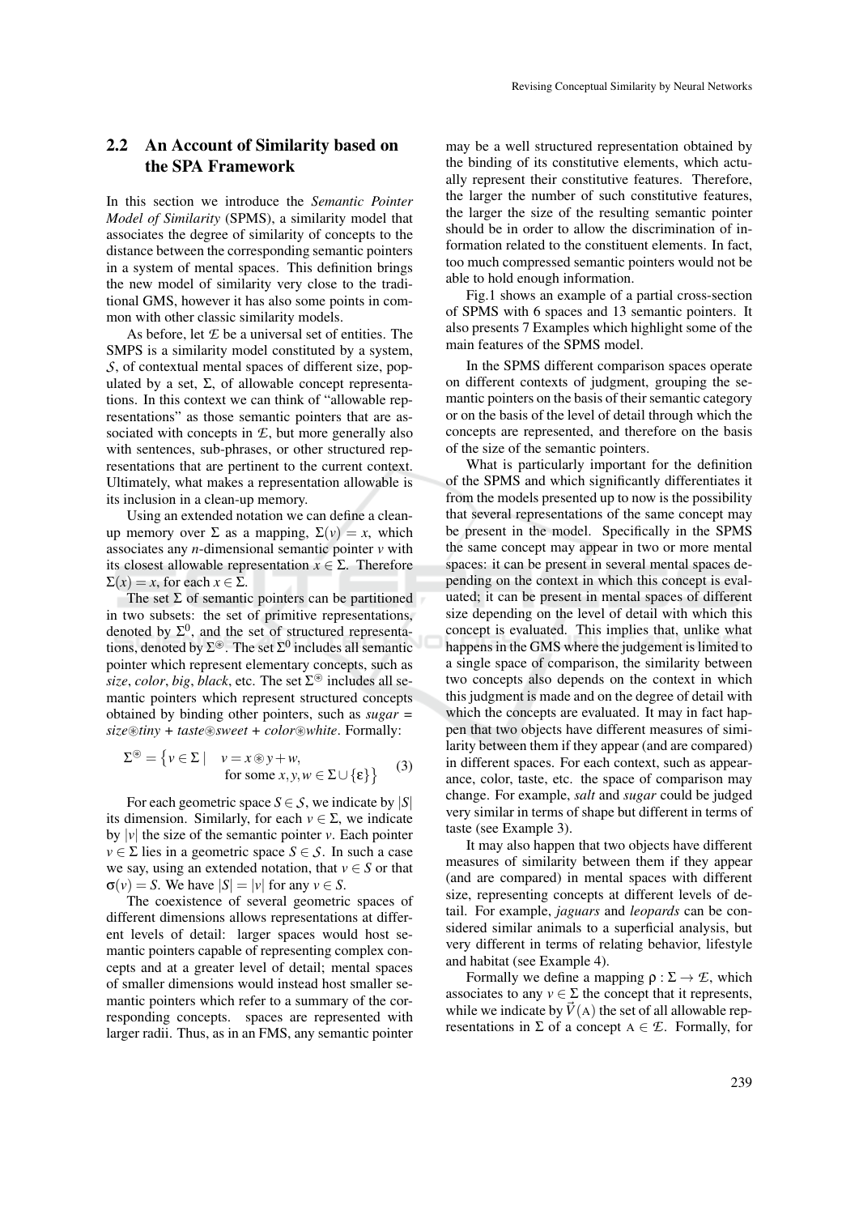## 2.2 An Account of Similarity based on the SPA Framework

In this section we introduce the *Semantic Pointer Model of Similarity* (SPMS), a similarity model that associates the degree of similarity of concepts to the distance between the corresponding semantic pointers in a system of mental spaces. This definition brings the new model of similarity very close to the traditional GMS, however it has also some points in common with other classic similarity models.

As before, let $\mathcal{E}$ be a universal set of entities. The SMPS is a similarity model constituted by a system, $\mathcal{S}$, of contextual mental spaces of different size, populated by a set, $\Sigma$, of allowable concept representations. In this context we can think of "allowable representations" as those semantic pointers that are associated with concepts in $\mathcal{E}$, but more generally also with sentences, sub-phrases, or other structured representations that are pertinent to the current context. Ultimately, what makes a representation allowable is its inclusion in a clean-up memory.

Using an extended notation we can define a clean-up memory over $\Sigma$ as a mapping, $\Sigma(v) = x$, which associates any $n$-dimensional semantic pointer $v$ with its closest allowable representation $x \in \Sigma$. Therefore $\Sigma(x) = x$, for each $x \in \Sigma$.

The set $\Sigma$ of semantic pointers can be partitioned in two subsets: the set of primitive representations, denoted by $\Sigma^0$, and the set of structured representations, denoted by $\Sigma^{\circledast}$. The set $\Sigma^0$ includes all semantic pointer which represent elementary concepts, such as *size*, *color*, *big*, *black*, etc. The set $\Sigma^{\circledast}$ includes all semantic pointers which represent structured concepts obtained by binding other pointers, such as *sugar* = *size*⊛*tiny* + *taste*⊛*sweet* + *color*⊛*white*. Formally:

$$\Sigma^{\circledast} = \big\{ v \in \Sigma \mid \quad v = x \circledast y + w, \text{ for some } x, y, w \in \Sigma \cup \{\varepsilon\} \big\} \tag{3}$$

For each geometric space $S \in \mathcal{S}$, we indicate by $|S|$ its dimension. Similarly, for each $v \in \Sigma$, we indicate by $|v|$ the size of the semantic pointer $v$. Each pointer $v \in \Sigma$ lies in a geometric space $S \in \mathcal{S}$. In such a case we say, using an extended notation, that $v \in S$ or that $\sigma(v) = S$. We have $|S| = |v|$ for any $v \in S$.

The coexistence of several geometric spaces of different dimensions allows representations at different levels of detail: larger spaces would host semantic pointers capable of representing complex concepts and at a greater level of detail; mental spaces of smaller dimensions would instead host smaller semantic pointers which refer to a summary of the corresponding concepts. spaces are represented with larger radii. Thus, as in an FMS, any semantic pointer may be a well structured representation obtained by the binding of its constitutive elements, which actually represent their constitutive features. Therefore, the larger the number of such constitutive features, the larger the size of the resulting semantic pointer should be in order to allow the discrimination of information related to the constituent elements. In fact, too much compressed semantic pointers would not be able to hold enough information.

Fig.1 shows an example of a partial cross-section of SPMS with 6 spaces and 13 semantic pointers. It also presents 7 Examples which highlight some of the main features of the SPMS model.

In the SPMS different comparison spaces operate on different contexts of judgment, grouping the semantic pointers on the basis of their semantic category or on the basis of the level of detail through which the concepts are represented, and therefore on the basis of the size of the semantic pointers.

What is particularly important for the definition of the SPMS and which significantly differentiates it from the models presented up to now is the possibility that several representations of the same concept may be present in the model. Specifically in the SPMS the same concept may appear in two or more mental spaces: it can be present in several mental spaces depending on the context in which this concept is evaluated; it can be present in mental spaces of different size depending on the level of detail with which this concept is evaluated. This implies that, unlike what happens in the GMS where the judgement is limited to a single space of comparison, the similarity between two concepts also depends on the context in which this judgment is made and on the degree of detail with which the concepts are evaluated. It may in fact happen that two objects have different measures of similarity between them if they appear (and are compared) in different spaces. For each context, such as appearance, color, taste, etc. the space of comparison may change. For example, *salt* and *sugar* could be judged very similar in terms of shape but different in terms of taste (see Example 3).

It may also happen that two objects have different measures of similarity between them if they appear (and are compared) in mental spaces with different size, representing concepts at different levels of detail. For example, *jaguars* and *leopards* can be considered similar animals to a superficial analysis, but very different in terms of relating behavior, lifestyle and habitat (see Example 4).

Formally we define a mapping $\rho : \Sigma \to \mathcal{E}$, which associates to any $v \in \Sigma$ the concept that it represents, while we indicate by $\vec{V}(\mathrm{A})$ the set of all allowable representations in $\Sigma$ of a concept $\mathrm{A} \in \mathcal{E}$. Formally, for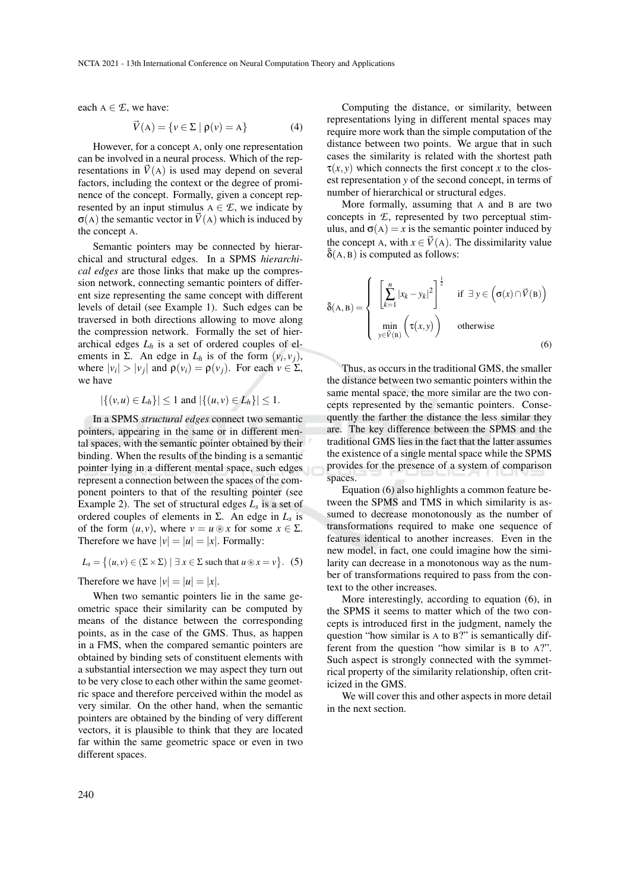each $\mathrm{A} \in \mathcal{E}$, we have:

$$\vec{V}(\mathrm{A}) = \{v \in \Sigma \mid \rho(v) = \mathrm{A}\} \tag{4}$$

However, for a concept A, only one representation can be involved in a neural process. Which of the representations in $\vec{V}(\mathrm{A})$ is used may depend on several factors, including the context or the degree of prominence of the concept. Formally, given a concept represented by an input stimulus $\mathrm{A} \in \mathcal{E}$, we indicate by $\sigma(\mathrm{A})$ the semantic vector in $\vec{V}(\mathrm{A})$ which is induced by the concept A.

Semantic pointers may be connected by hierarchical and structural edges. In a SPMS *hierarchical edges* are those links that make up the compression network, connecting semantic pointers of different size representing the same concept with different levels of detail (see Example 1). Such edges can be traversed in both directions allowing to move along the compression network. Formally the set of hierarchical edges $L_h$ is a set of ordered couples of elements in $\Sigma$. An edge in $L_h$ is of the form $(v_i, v_j)$, where $|v_i| > |v_j|$ and $\rho(v_i) = \rho(v_j)$. For each $v \in \Sigma$, we have

$$|\{(v,u) \in L_h\}| \leq 1 \text{ and } |\{(u,v) \in L_h\}| \leq 1.$$

In a SPMS *structural edges* connect two semantic pointers, appearing in the same or in different mental spaces, with the semantic pointer obtained by their binding. When the results of the binding is a semantic pointer lying in a different mental space, such edges represent a connection between the spaces of the component pointers to that of the resulting pointer (see Example 2). The set of structural edges $L_s$ is a set of ordered couples of elements in $\Sigma$. An edge in $L_s$ is of the form $(u, v)$, where $v = u \circledast x$ for some $x \in \Sigma$. Therefore we have $|v| = |u| = |x|$. Formally:

$$L_s = \{(u,v) \in (\Sigma \times \Sigma) \mid \exists\, x \in \Sigma \text{ such that } u \circledast x = v\}. \tag{5}$$

Therefore we have $|v| = |u| = |x|$.

When two semantic pointers lie in the same geometric space their similarity can be computed by means of the distance between the corresponding points, as in the case of the GMS. Thus, as happen in a FMS, when the compared semantic pointers are obtained by binding sets of constituent elements with a substantial intersection we may aspect they turn out to be very close to each other within the same geometric space and therefore perceived within the model as very similar. On the other hand, when the semantic pointers are obtained by the binding of very different vectors, it is plausible to think that they are located far within the same geometric space or even in two different spaces.

Computing the distance, or similarity, between representations lying in different mental spaces may require more work than the simple computation of the distance between two points. We argue that in such cases the similarity is related with the shortest path $\tau(x,y)$ which connects the first concept $x$ to the closest representation $y$ of the second concept, in terms of number of hierarchical or structural edges.

More formally, assuming that A and B are two concepts in $\mathcal{E}$, represented by two perceptual stimulus, and $\sigma(\mathrm{A}) = x$ is the semantic pointer induced by the concept A, with $x \in \vec{V}(\mathrm{A})$. The dissimilarity value $\bar{\delta}(\mathrm{A},\mathrm{B})$ is computed as follows:

$$\bar{\delta}(\mathrm{A},\mathrm{B}) = \begin{cases} \left[\displaystyle\sum_{k=1}^{n} |x_k - y_k|^2\right]^{\frac{1}{2}} & \text{if } \exists\, y \in \left(\sigma(x) \cap \vec{V}(\mathrm{B})\right) \\ \displaystyle\min_{y \in \vec{V}(\mathrm{B})} \left(\tau(x,y)\right) & \text{otherwise} \end{cases} \tag{6}$$

Thus, as occurs in the traditional GMS, the smaller the distance between two semantic pointers within the same mental space, the more similar are the two concepts represented by the semantic pointers. Consequently the farther the distance the less similar they are. The key difference between the SPMS and the traditional GMS lies in the fact that the latter assumes the existence of a single mental space while the SPMS provides for the presence of a system of comparison spaces.

Equation (6) also highlights a common feature between the SPMS and TMS in which similarity is assumed to decrease monotonously as the number of transformations required to make one sequence of features identical to another increases. Even in the new model, in fact, one could imagine how the similarity can decrease in a monotonous way as the number of transformations required to pass from the context to the other increases.

More interestingly, according to equation (6), in the SPMS it seems to matter which of the two concepts is introduced first in the judgment, namely the question "how similar is A to B?" is semantically different from the question "how similar is B to A?". Such aspect is strongly connected with the symmetrical property of the similarity relationship, often criticized in the GMS.

We will cover this and other aspects in more detail in the next section.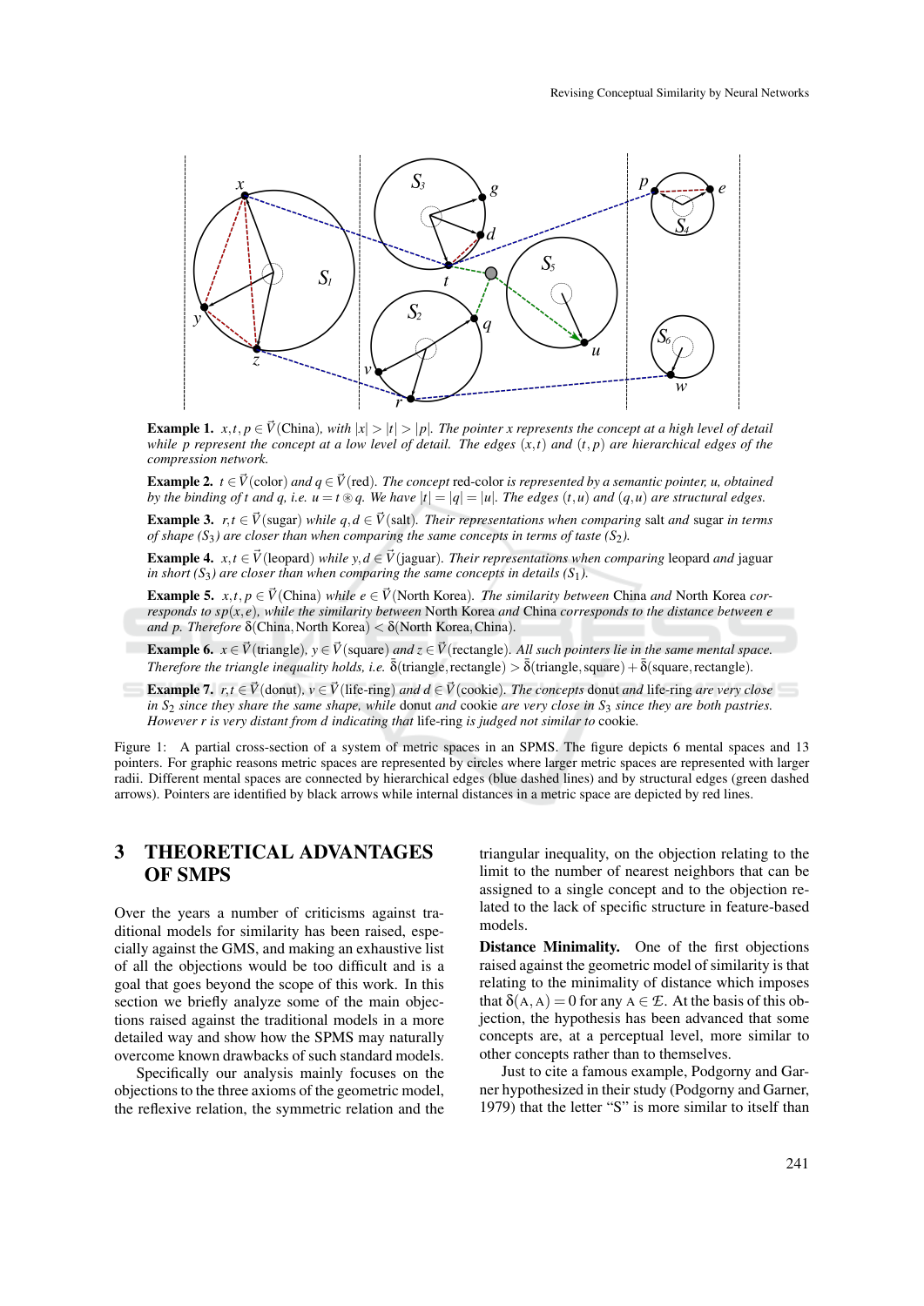**Example 1.** $x,t,p \in \vec{V}$(China), *with* $|x| > |t| > |p|$. *The pointer* $x$ *represents the concept at a high level of detail while* $p$ *represent the concept at a low level of detail. The edges* $(x,t)$ *and* $(t,p)$ *are hierarchical edges of the compression network.*

**Example 2.** $t \in \vec{V}$(color) *and* $q \in \vec{V}$(red). *The concept* red-color *is represented by a semantic pointer,* $u$, *obtained by the binding of* $t$ *and* $q$, *i.e.* $u = t \circledast q$. *We have* $|t| = |q| = |u|$. *The edges* $(t,u)$ *and* $(q,u)$ *are structural edges.*

**Example 3.** $r,t \in \vec{V}$(sugar) *while* $q,d \in \vec{V}$(salt). *Their representations when comparing* salt *and* sugar *in terms of shape* ($S_3$) *are closer than when comparing the same concepts in terms of taste* ($S_2$).

**Example 4.** $x,t \in \vec{V}$(leopard) *while* $y,d \in \vec{V}$(jaguar). *Their representations when comparing* leopard *and* jaguar *in short* ($S_3$) *are closer than when comparing the same concepts in details* ($S_1$).

**Example 5.** $x,t,p \in \vec{V}$(China) *while* $e \in \vec{V}$(North Korea). *The similarity between* China *and* North Korea *corresponds to* $sp(x,e)$, *while the similarity between* North Korea *and* China *corresponds to the distance between* $e$ *and* $p$. *Therefore* $\delta$(China, North Korea) $<$ $\delta$(North Korea, China).

**Example 6.** $x \in \vec{V}$(triangle), $y \in \vec{V}$(square) *and* $z \in \vec{V}$(rectangle). *All such pointers lie in the same mental space. Therefore the triangle inequality holds, i.e.* $\tilde{\delta}$(triangle, rectangle) $>$ $\tilde{\delta}$(triangle, square) $+$ $\tilde{\delta}$(square, rectangle).

**Example 7.** $r,t \in \vec{V}$(donut), $v \in \vec{V}$(life-ring) *and* $d \in \vec{V}$(cookie). *The concepts* donut *and* life-ring *are very close in* $S_2$ *since they share the same shape, while* donut *and* cookie *are very close in* $S_3$ *since they are both pastries. However* $r$ *is very distant from* $d$ *indicating that* life-ring *is judged not similar to* cookie.

Figure 1: A partial cross-section of a system of metric spaces in an SPMS. The figure depicts 6 mental spaces and 13 pointers. For graphic reasons metric spaces are represented by circles where larger metric spaces are represented with larger radii. Different mental spaces are connected by hierarchical edges (blue dashed lines) and by structural edges (green dashed arrows). Pointers are identified by black arrows while internal distances in a metric space are depicted by red lines.

## 3 THEORETICAL ADVANTAGES OF SMPS

Over the years a number of criticisms against traditional models for similarity has been raised, especially against the GMS, and making an exhaustive list of all the objections would be too difficult and is a goal that goes beyond the scope of this work. In this section we briefly analyze some of the main objections raised against the traditional models in a more detailed way and show how the SPMS may naturally overcome known drawbacks of such standard models.

Specifically our analysis mainly focuses on the objections to the three axioms of the geometric model, the reflexive relation, the symmetric relation and the triangular inequality, on the objection relating to the limit to the number of nearest neighbors that can be assigned to a single concept and to the objection related to the lack of specific structure in feature-based models.

**Distance Minimality.** One of the first objections raised against the geometric model of similarity is that relating to the minimality of distance which imposes that $\delta(\mathrm{A},\mathrm{A}) = 0$ for any $\mathrm{A} \in \mathcal{E}$. At the basis of this objection, the hypothesis has been advanced that some concepts are, at a perceptual level, more similar to other concepts rather than to themselves.

Just to cite a famous example, Podgorny and Garner hypothesized in their study (Podgorny and Garner, 1979) that the letter “S” is more similar to itself than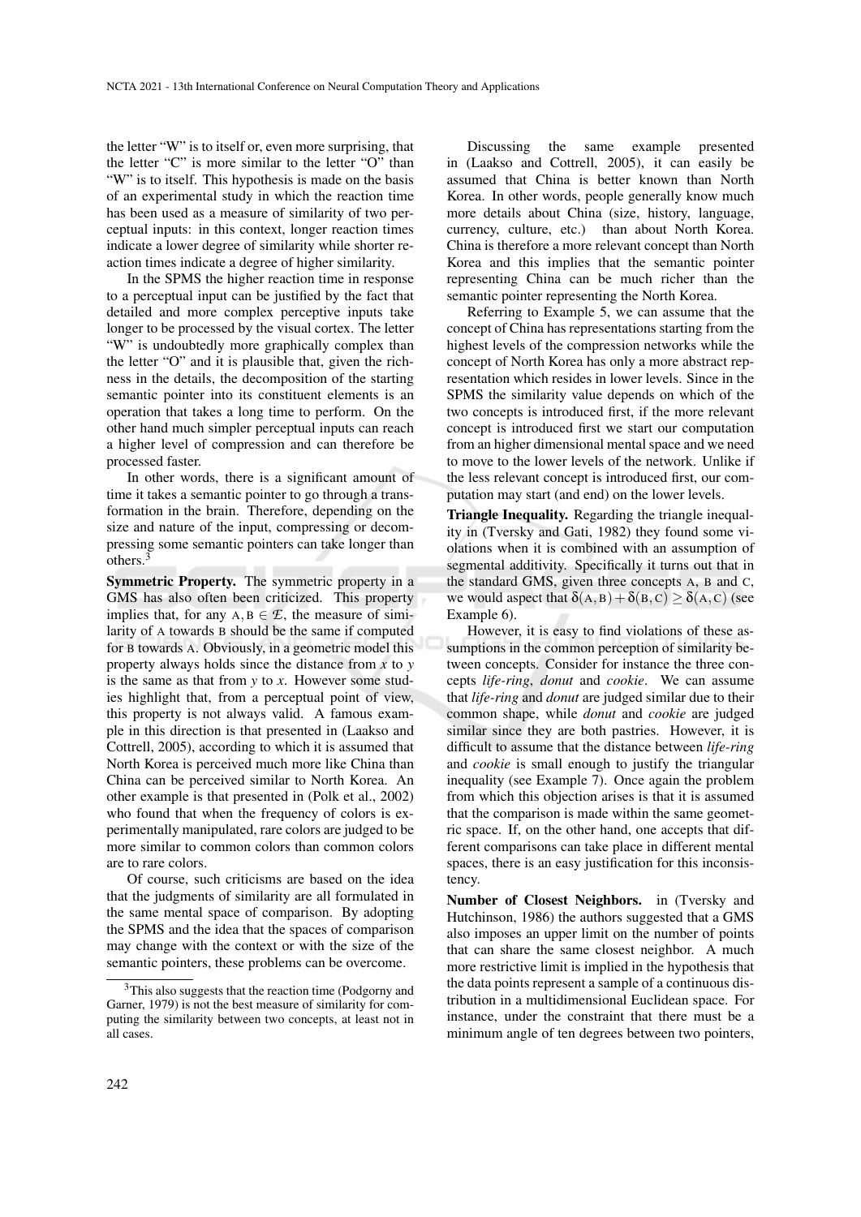the letter "W" is to itself or, even more surprising, that the letter "C" is more similar to the letter "O" than "W" is to itself. This hypothesis is made on the basis of an experimental study in which the reaction time has been used as a measure of similarity of two perceptual inputs: in this context, longer reaction times indicate a lower degree of similarity while shorter reaction times indicate a degree of higher similarity.

In the SPMS the higher reaction time in response to a perceptual input can be justified by the fact that detailed and more complex perceptive inputs take longer to be processed by the visual cortex. The letter "W" is undoubtedly more graphically complex than the letter "O" and it is plausible that, given the richness in the details, the decomposition of the starting semantic pointer into its constituent elements is an operation that takes a long time to perform. On the other hand much simpler perceptual inputs can reach a higher level of compression and can therefore be processed faster.

In other words, there is a significant amount of time it takes a semantic pointer to go through a transformation in the brain. Therefore, depending on the size and nature of the input, compressing or decompressing some semantic pointers can take longer than others.[3]

**Symmetric Property.** The symmetric property in a GMS has also often been criticized. This property implies that, for any $A, B \in \mathcal{E}$, the measure of similarity of A towards B should be the same if computed for B towards A. Obviously, in a geometric model this property always holds since the distance from $x$ to $y$ is the same as that from $y$ to $x$. However some studies highlight that, from a perceptual point of view, this property is not always valid. A famous example in this direction is that presented in (Laakso and Cottrell, 2005), according to which it is assumed that North Korea is perceived much more like China than China can be perceived similar to North Korea. An other example is that presented in (Polk et al., 2002) who found that when the frequency of colors is experimentally manipulated, rare colors are judged to be more similar to common colors than common colors are to rare colors.

Of course, such criticisms are based on the idea that the judgments of similarity are all formulated in the same mental space of comparison. By adopting the SPMS and the idea that the spaces of comparison may change with the context or with the size of the semantic pointers, these problems can be overcome.

[3]This also suggests that the reaction time (Podgorny and Garner, 1979) is not the best measure of similarity for computing the similarity between two concepts, at least not in all cases.

Discussing the same example presented in (Laakso and Cottrell, 2005), it can easily be assumed that China is better known than North Korea. In other words, people generally know much more details about China (size, history, language, currency, culture, etc.) than about North Korea. China is therefore a more relevant concept than North Korea and this implies that the semantic pointer representing China can be much richer than the semantic pointer representing the North Korea.

Referring to Example 5, we can assume that the concept of China has representations starting from the highest levels of the compression networks while the concept of North Korea has only a more abstract representation which resides in lower levels. Since in the SPMS the similarity value depends on which of the two concepts is introduced first, if the more relevant concept is introduced first we start our computation from an higher dimensional mental space and we need to move to the lower levels of the network. Unlike if the less relevant concept is introduced first, our computation may start (and end) on the lower levels.

**Triangle Inequality.** Regarding the triangle inequality in (Tversky and Gati, 1982) they found some violations when it is combined with an assumption of segmental additivity. Specifically it turns out that in the standard GMS, given three concepts A, B and C, we would aspect that $\delta(A,B) + \delta(B,C) \geq \delta(A,C)$ (see Example 6).

However, it is easy to find violations of these assumptions in the common perception of similarity between concepts. Consider for instance the three concepts *life-ring*, *donut* and *cookie*. We can assume that *life-ring* and *donut* are judged similar due to their common shape, while *donut* and *cookie* are judged similar since they are both pastries. However, it is difficult to assume that the distance between *life-ring* and *cookie* is small enough to justify the triangular inequality (see Example 7). Once again the problem from which this objection arises is that it is assumed that the comparison is made within the same geometric space. If, on the other hand, one accepts that different comparisons can take place in different mental spaces, there is an easy justification for this inconsistency.

**Number of Closest Neighbors.** in (Tversky and Hutchinson, 1986) the authors suggested that a GMS also imposes an upper limit on the number of points that can share the same closest neighbor. A much more restrictive limit is implied in the hypothesis that the data points represent a sample of a continuous distribution in a multidimensional Euclidean space. For instance, under the constraint that there must be a minimum angle of ten degrees between two pointers,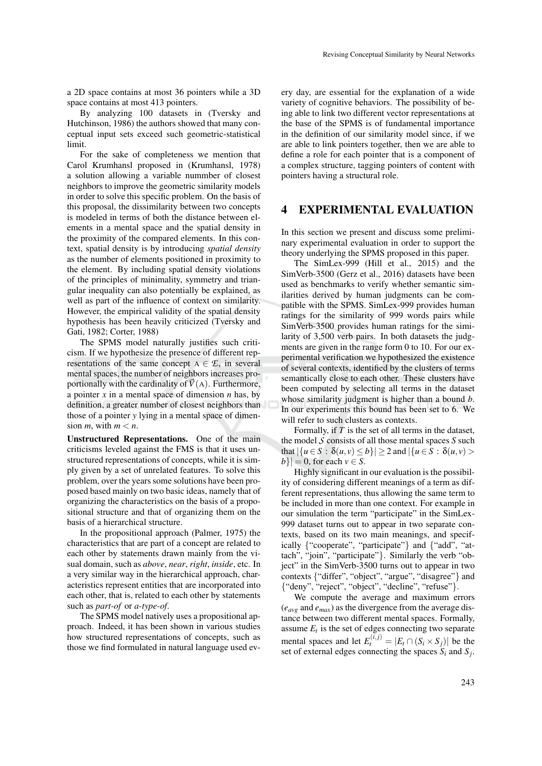a 2D space contains at most 36 pointers while a 3D space contains at most 413 pointers.

By analyzing 100 datasets in (Tversky and Hutchinson, 1986) the authors showed that many conceptual input sets exceed such geometric-statistical limit.

For the sake of completeness we mention that Carol Krumhansl proposed in (Krumhansl, 1978) a solution allowing a variable nummber of closest neighbors to improve the geometric similarity models in order to solve this specific problem. On the basis of this proposal, the dissimilarity between two concepts is modeled in terms of both the distance between elements in a mental space and the spatial density in the proximity of the compared elements. In this context, spatial density is by introducing *spatial density* as the number of elements positioned in proximity to the element. By including spatial density violations of the principles of minimality, symmetry and triangular inequality can also potentially be explained, as well as part of the influence of context on similarity. However, the empirical validity of the spatial density hypothesis has been heavily criticized (Tversky and Gati, 1982; Corter, 1988)

The SPMS model naturally justifies such criticism. If we hypothesize the presence of different representations of the same concept $\mathrm{A} \in \mathcal{E}$, in several mental spaces, the number of neighbors increases proportionally with the cardinality of $\vec{\mathcal{V}}(\mathrm{A})$. Furthermore, a pointer $x$ in a mental space of dimension $n$ has, by definition, a greater number of closest neighbors than those of a pointer $y$ lying in a mental space of dimension $m$, with $m < n$.

**Unstructured Representations.** One of the main criticisms leveled against the FMS is that it uses unstructured representations of concepts, while it is simply given by a set of unrelated features. To solve this problem, over the years some solutions have been proposed based mainly on two basic ideas, namely that of organizing the characteristics on the basis of a propositional structure and that of organizing them on the basis of a hierarchical structure.

In the propositional approach (Palmer, 1975) the characteristics that are part of a concept are related to each other by statements drawn mainly from the visual domain, such as *above*, *near*, *right*, *inside*, etc. In a very similar way in the hierarchical approach, characteristics represent entities that are incorporated into each other, that is, related to each other by statements such as *part-of* or *a-type-of*.

The SPMS model natively uses a propositional approach. Indeed, it has been shown in various studies how structured representations of concepts, such as those we find formulated in natural language used every day, are essential for the explanation of a wide variety of cognitive behaviors. The possibility of being able to link two different vector representations at the base of the SPMS is of fundamental importance in the definition of our similarity model since, if we are able to link pointers together, then we are able to define a role for each pointer that is a component of a complex structure, tagging pointers of content with pointers having a structural role.

## 4 EXPERIMENTAL EVALUATION

In this section we present and discuss some preliminary experimental evaluation in order to support the theory underlying the SPMS proposed in this paper.

The SimLex-999 (Hill et al., 2015) and the SimVerb-3500 (Gerz et al., 2016) datasets have been used as benchmarks to verify whether semantic similarities derived by human judgments can be compatible with the SPMS. SimLex-999 provides human ratings for the similarity of 999 words pairs while SimVerb-3500 provides human ratings for the similarity of 3,500 verb pairs. In both datasets the judgments are given in the range form 0 to 10. For our experimental verification we hypothesized the existence of several contexts, identified by the clusters of terms semantically close to each other. These clusters have been computed by selecting all terms in the dataset whose similarity judgment is higher than a bound $b$. In our experiments this bound has been set to 6. We will refer to such clusters as contexts.

Formally, if $T$ is the set of all terms in the dataset, the model $\mathcal{S}$ consists of all those mental spaces $S$ such that $|\{u \in S : \delta(u,v) \leq b\}| \geq 2$ and $|\{u \in S : \delta(u,v) > b\}| = 0$, for each $v \in S$.

Highly significant in our evaluation is the possibility of considering different meanings of a term as different representations, thus allowing the same term to be included in more than one context. For example in our simulation the term "participate" in the SimLex-999 dataset turns out to appear in two separate contexts, based on its two main meanings, and specifically {"cooperate", "participate"} and {"add", "attach", "join", "participate"}. Similarly the verb "object" in the SimVerb-3500 turns out to appear in two contexts {"differ", "object", "argue", "disagree"} and {"deny", "reject", "object", "decline", "refuse"}.

We compute the average and maximum errors ($e_{avg}$ and $e_{max}$) as the divergence from the average distance between two different mental spaces. Formally, assume $E_t$ is the set of edges connecting two separate mental spaces and let $E_t^{(i,j)} = |E_t \cap (S_i \times S_j)|$ be the set of external edges connecting the spaces $S_i$ and $S_j$.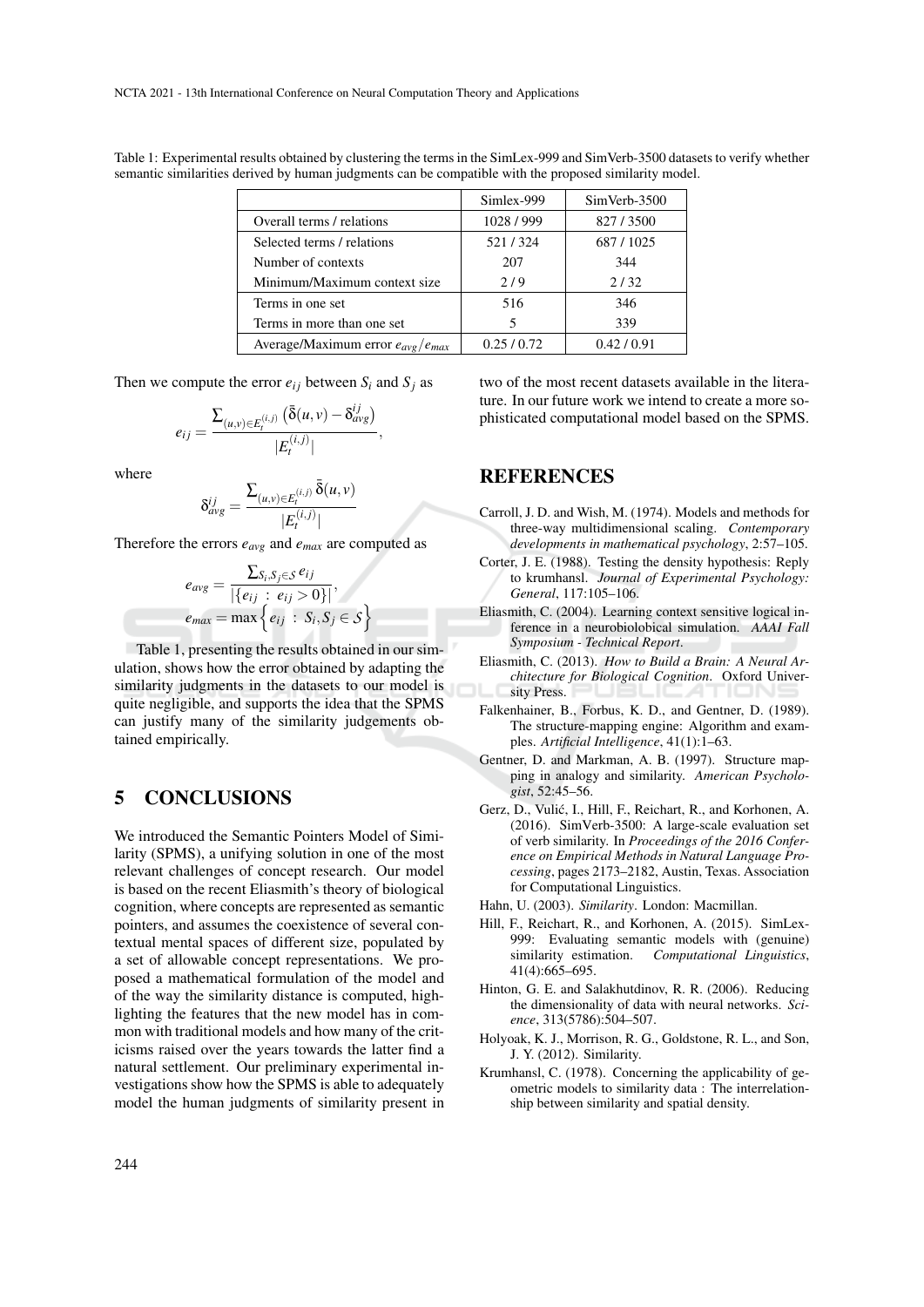Table 1: Experimental results obtained by clustering the terms in the SimLex-999 and SimVerb-3500 datasets to verify whether semantic similarities derived by human judgments can be compatible with the proposed similarity model.

| | Simlex-999 | SimVerb-3500 |
|---|---|---|
| Overall terms / relations | 1028 / 999 | 827 / 3500 |
| Selected terms / relations | 521 / 324 | 687 / 1025 |
| Number of contexts | 207 | 344 |
| Minimum/Maximum context size | 2 / 9 | 2 / 32 |
| Terms in one set | 516 | 346 |
| Terms in more than one set | 5 | 339 |
| Average/Maximum error $e_{avg}/e_{max}$ | 0.25 / 0.72 | 0.42 / 0.91 |

Then we compute the error $e_{ij}$ between $S_i$ and $S_j$ as

$$e_{ij} = \frac{\sum_{(u,v)\in E_t^{(i,j)}} \left(\bar{\bar{\delta}}(u,v) - \delta_{avg}^{ij}\right)}{|E_t^{(i,j)}|},$$

where

$$\delta_{avg}^{ij} = \frac{\sum_{(u,v)\in E_t^{(i,j)}} \bar{\bar{\delta}}(u,v)}{|E_t^{(i,j)}|}$$

Therefore the errors $e_{avg}$ and $e_{max}$ are computed as

$$e_{avg} = \frac{\sum_{S_i,S_j\in\mathcal{S}} e_{ij}}{|\{e_{ij} \ : \ e_{ij} > 0\}|},$$
$$e_{max} = \max\left\{ e_{ij} \ : \ S_i, S_j \in \mathcal{S} \right\}$$

Table 1, presenting the results obtained in our simulation, shows how the error obtained by adapting the similarity judgments in the datasets to our model is quite negligible, and supports the idea that the SPMS can justify many of the similarity judgements obtained empirically.

## 5 CONCLUSIONS

We introduced the Semantic Pointers Model of Similarity (SPMS), a unifying solution in one of the most relevant challenges of concept research. Our model is based on the recent Eliasmith's theory of biological cognition, where concepts are represented as semantic pointers, and assumes the coexistence of several contextual mental spaces of different size, populated by a set of allowable concept representations. We proposed a mathematical formulation of the model and of the way the similarity distance is computed, highlighting the features that the new model has in common with traditional models and how many of the criticisms raised over the years towards the latter find a natural settlement. Our preliminary experimental investigations show how the SPMS is able to adequately model the human judgments of similarity present in two of the most recent datasets available in the literature. In our future work we intend to create a more sophisticated computational model based on the SPMS.

## REFERENCES

Carroll, J. D. and Wish, M. (1974). Models and methods for three-way multidimensional scaling. *Contemporary developments in mathematical psychology*, 2:57–105.

Corter, J. E. (1988). Testing the density hypothesis: Reply to krumhansl. *Journal of Experimental Psychology: General*, 117:105–106.

Eliasmith, C. (2004). Learning context sensitive logical inference in a neurobiolobical simulation. *AAAI Fall Symposium - Technical Report*.

Eliasmith, C. (2013). *How to Build a Brain: A Neural Architecture for Biological Cognition*. Oxford University Press.

Falkenhainer, B., Forbus, K. D., and Gentner, D. (1989). The structure-mapping engine: Algorithm and examples. *Artificial Intelligence*, 41(1):1–63.

Gentner, D. and Markman, A. B. (1997). Structure mapping in analogy and similarity. *American Psychologist*, 52:45–56.

Gerz, D., Vulić, I., Hill, F., Reichart, R., and Korhonen, A. (2016). SimVerb-3500: A large-scale evaluation set of verb similarity. In *Proceedings of the 2016 Conference on Empirical Methods in Natural Language Processing*, pages 2173–2182, Austin, Texas. Association for Computational Linguistics.

Hahn, U. (2003). *Similarity*. London: Macmillan.

Hill, F., Reichart, R., and Korhonen, A. (2015). SimLex-999: Evaluating semantic models with (genuine) similarity estimation. *Computational Linguistics*, 41(4):665–695.

Hinton, G. E. and Salakhutdinov, R. R. (2006). Reducing the dimensionality of data with neural networks. *Science*, 313(5786):504–507.

Holyoak, K. J., Morrison, R. G., Goldstone, R. L., and Son, J. Y. (2012). Similarity.

Krumhansl, C. (1978). Concerning the applicability of geometric models to similarity data : The interrelationship between similarity and spatial density.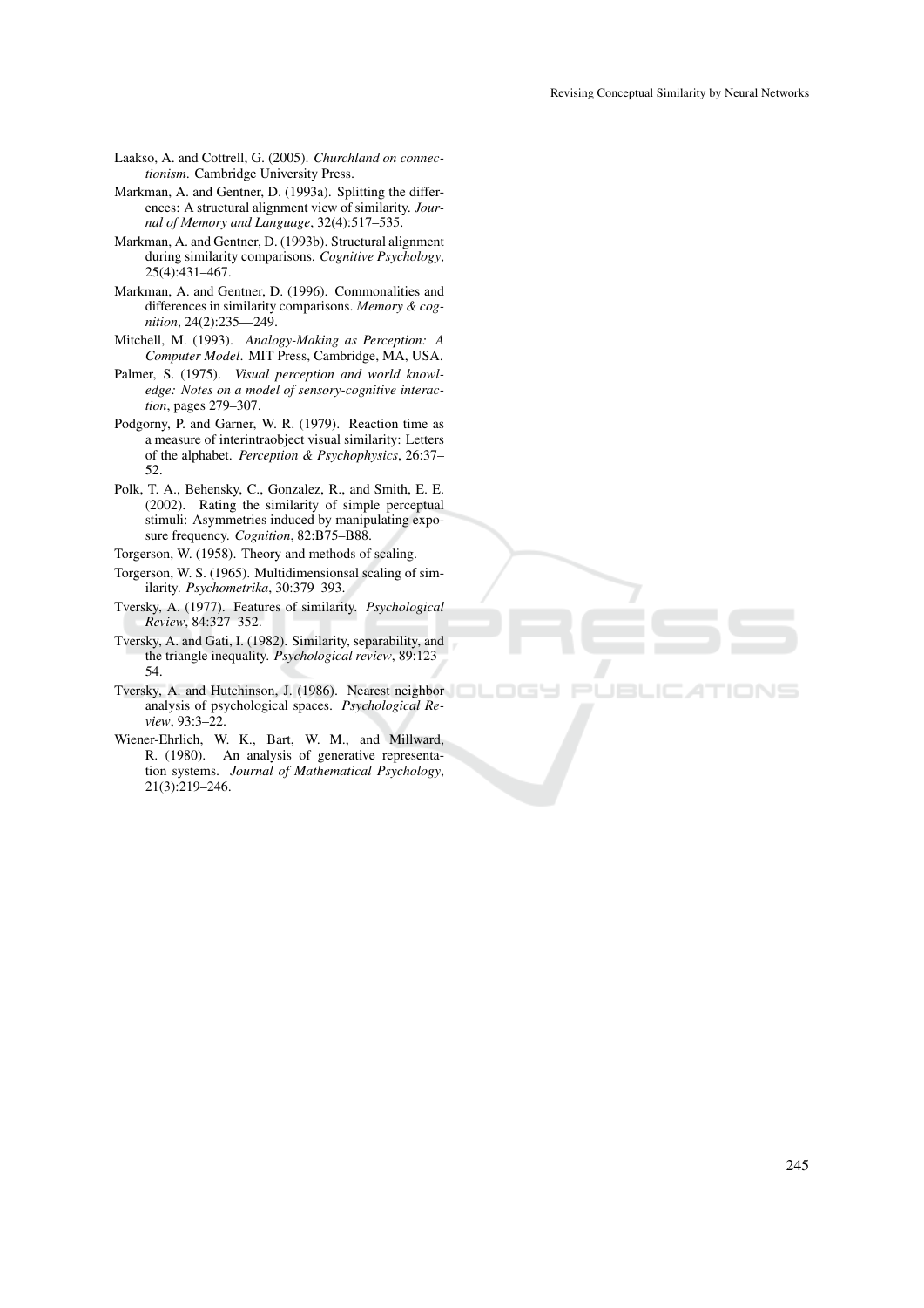Laakso, A. and Cottrell, G. (2005). *Churchland on connectionism*. Cambridge University Press.

Markman, A. and Gentner, D. (1993a). Splitting the differences: A structural alignment view of similarity. *Journal of Memory and Language*, 32(4):517–535.

Markman, A. and Gentner, D. (1993b). Structural alignment during similarity comparisons. *Cognitive Psychology*, 25(4):431–467.

Markman, A. and Gentner, D. (1996). Commonalities and differences in similarity comparisons. *Memory & cognition*, 24(2):235—249.

Mitchell, M. (1993). *Analogy-Making as Perception: A Computer Model*. MIT Press, Cambridge, MA, USA.

Palmer, S. (1975). *Visual perception and world knowledge: Notes on a model of sensory-cognitive interaction*, pages 279–307.

Podgorny, P. and Garner, W. R. (1979). Reaction time as a measure of interintraobject visual similarity: Letters of the alphabet. *Perception & Psychophysics*, 26:37–52.

Polk, T. A., Behensky, C., Gonzalez, R., and Smith, E. E. (2002). Rating the similarity of simple perceptual stimuli: Asymmetries induced by manipulating exposure frequency. *Cognition*, 82:B75–B88.

Torgerson, W. (1958). Theory and methods of scaling.

Torgerson, W. S. (1965). Multidimensionsal scaling of similarity. *Psychometrika*, 30:379–393.

Tversky, A. (1977). Features of similarity. *Psychological Review*, 84:327–352.

Tversky, A. and Gati, I. (1982). Similarity, separability, and the triangle inequality. *Psychological review*, 89:123–54.

Tversky, A. and Hutchinson, J. (1986). Nearest neighbor analysis of psychological spaces. *Psychological Review*, 93:3–22.

Wiener-Ehrlich, W. K., Bart, W. M., and Millward, R. (1980). An analysis of generative representation systems. *Journal of Mathematical Psychology*, 21(3):219–246.